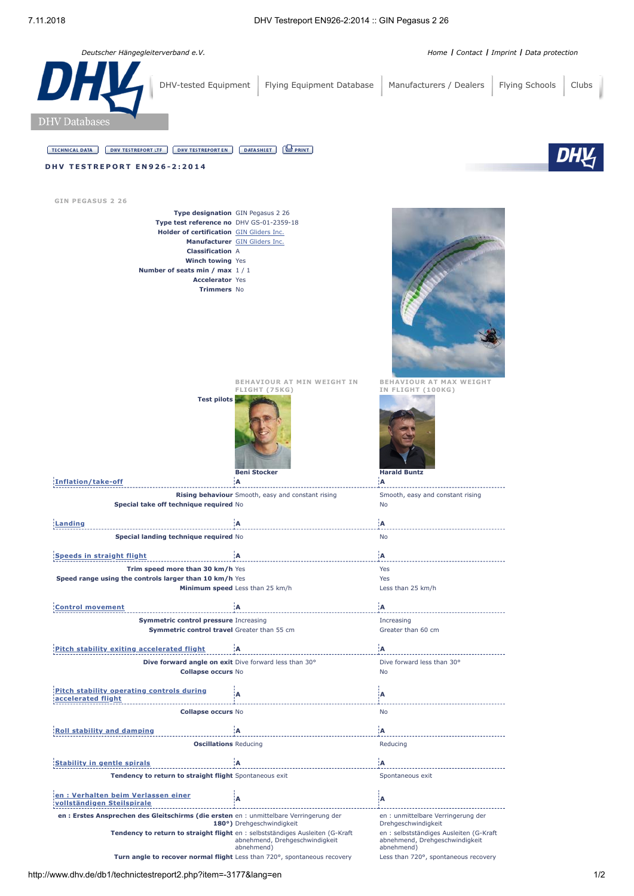*Deutscher Hängegleiterverband e.V.*

Home | Contact | Imprint | Data protection

DHV-tested Equipment | Flying Equipment Database | Manufacturers / Dealers | Flying Schools | Clubs

DHV Databases

TECHNICAL DATA | DHV TESTREPORT LTF | DHV TESTREPORT EN | DATASHEET | PRINT

## DHV TESTREPORT EN926-2:2014

### GIN PEGASUS 2 26

| | |
|---|---|
| **Type designation** | GIN Pegasus 2 26 |
| **Type test reference no** | DHV GS-01-2359-18 |
| **Holder of certification** | GIN Gliders Inc. |
| **Manufacturer** | GIN Gliders Inc. |
| **Classification** | A |
| **Winch towing** | Yes |
| **Number of seats min / max** | 1 / 1 |
| **Accelerator** | Yes |
| **Trimmers** | No |

| | BEHAVIOUR AT MIN WEIGHT IN FLIGHT (75KG) | BEHAVIOUR AT MAX WEIGHT IN FLIGHT (100KG) |
|---|---|---|
| **Test pilots** | Beni Stocker | Harald Buntz |
| **Inflation/take-off** | A | A |
| **Rising behaviour** | Smooth, easy and constant rising | Smooth, easy and constant rising |
| **Special take off technique required** | No | No |
| **Landing** | A | A |
| **Special landing technique required** | No | No |
| **Speeds in straight flight** | A | A |
| **Trim speed more than 30 km/h** | Yes | Yes |
| **Speed range using the controls larger than 10 km/h** | Yes | Yes |
| **Minimum speed** | Less than 25 km/h | Less than 25 km/h |
| **Control movement** | A | A |
| **Symmetric control pressure** | Increasing | Increasing |
| **Symmetric control travel** | Greater than 55 cm | Greater than 60 cm |
| **Pitch stability exiting accelerated flight** | A | A |
| **Dive forward angle on exit** | Dive forward less than 30° | Dive forward less than 30° |
| **Collapse occurs** | No | No |
| **Pitch stability operating controls during accelerated flight** | A | A |
| **Collapse occurs** | No | No |
| **Roll stability and damping** | A | A |
| **Oscillations** | Reducing | Reducing |
| **Stability in gentle spirals** | A | A |
| **Tendency to return to straight flight** | Spontaneous exit | Spontaneous exit |
| **en : Verhalten beim Verlassen einer vollständigen Steilspirale** | A | A |
| **en : Erstes Ansprechen des Gleitschirms (die ersten 180°)** | en : unmittelbare Verringerung der Drehgeschwindigkeit | en : unmittelbare Verringerung der Drehgeschwindigkeit |
| **Tendency to return to straight flight** | en : selbstständiges Ausleiten (G-Kraft abnehmend, Drehgeschwindigkeit abnehmend) | en : selbstständiges Ausleiten (G-Kraft abnehmend, Drehgeschwindigkeit abnehmend) |
| **Turn angle to recover normal flight** | Less than 720°, spontaneous recovery | Less than 720°, spontaneous recovery |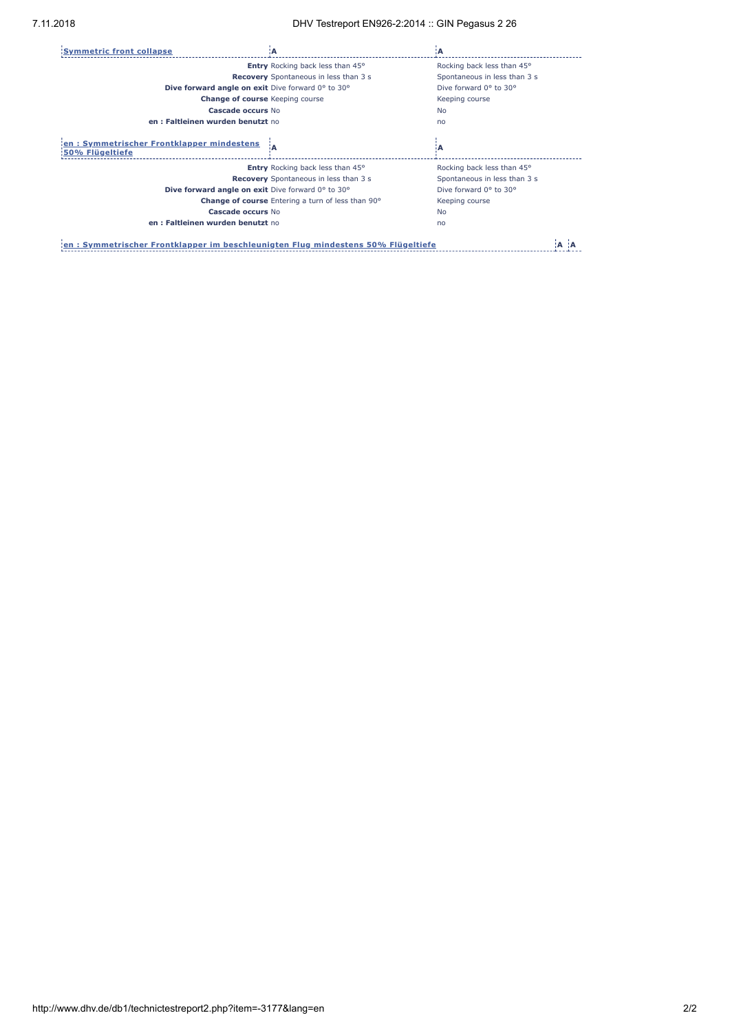| Symmetric front collapse | A | A |
| --- | --- | --- |
| **Entry** | Rocking back less than 45° | Rocking back less than 45° |
| **Recovery** | Spontaneous in less than 3 s | Spontaneous in less than 3 s |
| **Dive forward angle on exit** | Dive forward 0° to 30° | Dive forward 0° to 30° |
| **Change of course** | Keeping course | Keeping course |
| **Cascade occurs** | No | No |
| **en : Faltleinen wurden benutzt** | no | no |

| en : Symmetrischer Frontklapper mindestens 50% Flügeltiefe | A | A |
| --- | --- | --- |
| **Entry** | Rocking back less than 45° | Rocking back less than 45° |
| **Recovery** | Spontaneous in less than 3 s | Spontaneous in less than 3 s |
| **Dive forward angle on exit** | Dive forward 0° to 30° | Dive forward 0° to 30° |
| **Change of course** | Entering a turn of less than 90° | Keeping course |
| **Cascade occurs** | No | No |
| **en : Faltleinen wurden benutzt** | no | no |

| en : Symmetrischer Frontklapper im beschleunigten Flug mindestens 50% Flügeltiefe | A | A |
| --- | --- | --- |